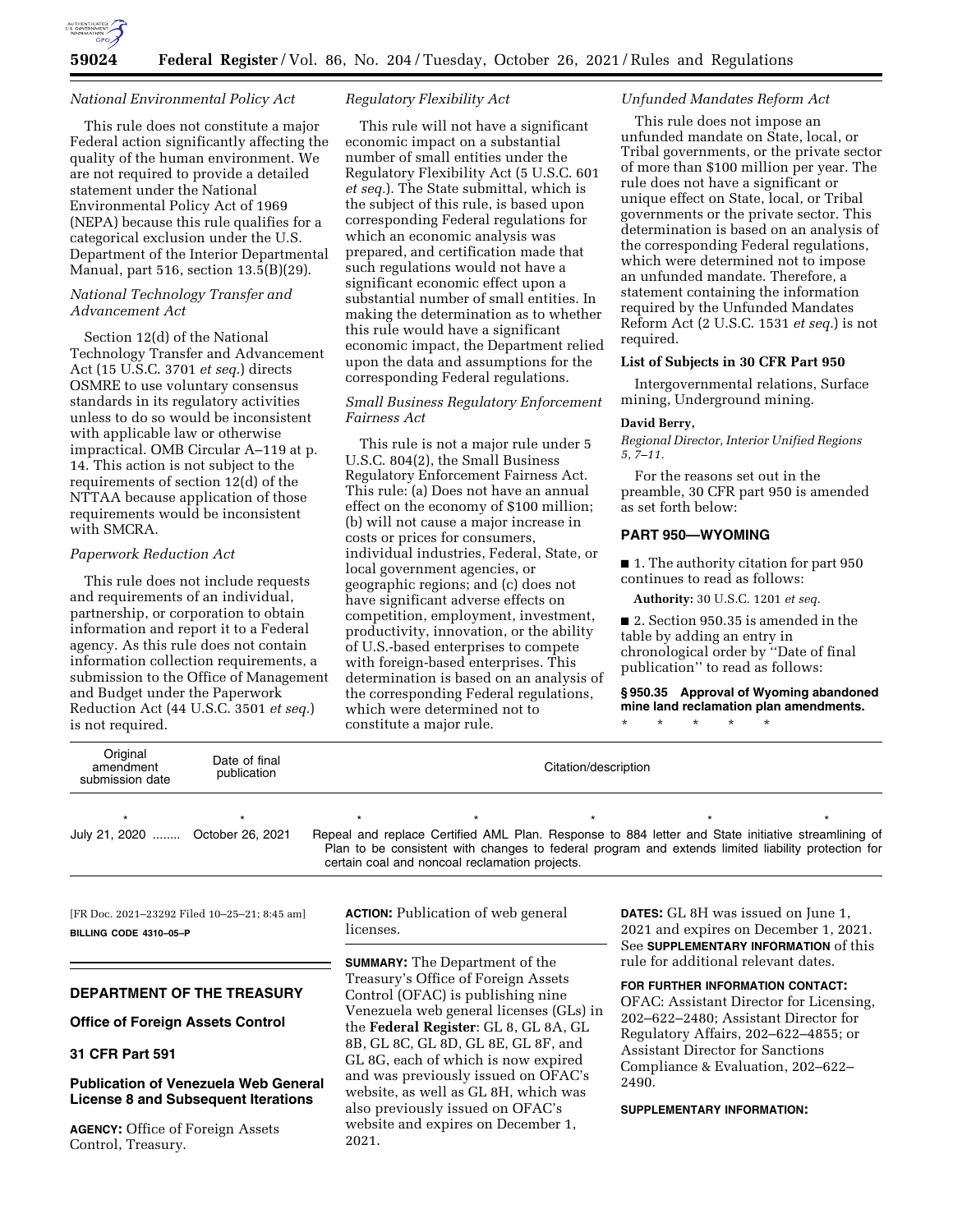*National Environmental Policy Act*

This rule does not constitute a major Federal action significantly affecting the quality of the human environment. We are not required to provide a detailed statement under the National Environmental Policy Act of 1969 (NEPA) because this rule qualifies for a categorical exclusion under the U.S. Department of the Interior Departmental Manual, part 516, section 13.5(B)(29).

*National Technology Transfer and Advancement Act*

Section 12(d) of the National Technology Transfer and Advancement Act (15 U.S.C. 3701 *et seq.*) directs OSMRE to use voluntary consensus standards in its regulatory activities unless to do so would be inconsistent with applicable law or otherwise impractical. OMB Circular A–119 at p. 14. This action is not subject to the requirements of section 12(d) of the NTTAA because application of those requirements would be inconsistent with SMCRA.

*Paperwork Reduction Act*

This rule does not include requests and requirements of an individual, partnership, or corporation to obtain information and report it to a Federal agency. As this rule does not contain information collection requirements, a submission to the Office of Management and Budget under the Paperwork Reduction Act (44 U.S.C. 3501 *et seq.*) is not required.

*Regulatory Flexibility Act*

This rule will not have a significant economic impact on a substantial number of small entities under the Regulatory Flexibility Act (5 U.S.C. 601 *et seq.*). The State submittal, which is the subject of this rule, is based upon corresponding Federal regulations for which an economic analysis was prepared, and certification made that such regulations would not have a significant economic effect upon a substantial number of small entities. In making the determination as to whether this rule would have a significant economic impact, the Department relied upon the data and assumptions for the corresponding Federal regulations.

*Small Business Regulatory Enforcement Fairness Act*

This rule is not a major rule under 5 U.S.C. 804(2), the Small Business Regulatory Enforcement Fairness Act. This rule: (a) Does not have an annual effect on the economy of $100 million; (b) will not cause a major increase in costs or prices for consumers, individual industries, Federal, State, or local government agencies, or geographic regions; and (c) does not have significant adverse effects on competition, employment, investment, productivity, innovation, or the ability of U.S.-based enterprises to compete with foreign-based enterprises. This determination is based on an analysis of the corresponding Federal regulations, which were determined not to constitute a major rule.

*Unfunded Mandates Reform Act*

This rule does not impose an unfunded mandate on State, local, or Tribal governments, or the private sector of more than $100 million per year. The rule does not have a significant or unique effect on State, local, or Tribal governments or the private sector. This determination is based on an analysis of the corresponding Federal regulations, which were determined not to impose an unfunded mandate. Therefore, a statement containing the information required by the Unfunded Mandates Reform Act (2 U.S.C. 1531 *et seq.*) is not required.

**List of Subjects in 30 CFR Part 950**

Intergovernmental relations, Surface mining, Underground mining.

**David Berry,**

*Regional Director, Interior Unified Regions 5, 7–11.*

For the reasons set out in the preamble, 30 CFR part 950 is amended as set forth below:

## PART 950—WYOMING

■ 1. The authority citation for part 950 continues to read as follows:

**Authority:** 30 U.S.C. 1201 *et seq.*

■ 2. Section 950.35 is amended in the table by adding an entry in chronological order by ''Date of final publication'' to read as follows:

**§ 950.35 Approval of Wyoming abandoned mine land reclamation plan amendments.**

\* \* \* \* \*

| Original amendment submission date | Date of final publication | Citation/description |
|---|---|---|
| * | * | * * * * * |
| July 21, 2020 | October 26, 2021 | Repeal and replace Certified AML Plan. Response to 884 letter and State initiative streamlining of Plan to be consistent with changes to federal program and extends limited liability protection for certain coal and noncoal reclamation projects. |

[FR Doc. 2021–23292 Filed 10–25–21; 8:45 am]

**BILLING CODE 4310–05–P**

## DEPARTMENT OF THE TREASURY

## Office of Foreign Assets Control

## 31 CFR Part 591

## Publication of Venezuela Web General License 8 and Subsequent Iterations

**AGENCY:** Office of Foreign Assets Control, Treasury.

**ACTION:** Publication of web general licenses.

**SUMMARY:** The Department of the Treasury's Office of Foreign Assets Control (OFAC) is publishing nine Venezuela web general licenses (GLs) in the **Federal Register**: GL 8, GL 8A, GL 8B, GL 8C, GL 8D, GL 8E, GL 8F, and GL 8G, each of which is now expired and was previously issued on OFAC's website, as well as GL 8H, which was also previously issued on OFAC's website and expires on December 1, 2021.

**DATES:** GL 8H was issued on June 1, 2021 and expires on December 1, 2021. See **SUPPLEMENTARY INFORMATION** of this rule for additional relevant dates.

**FOR FURTHER INFORMATION CONTACT:** OFAC: Assistant Director for Licensing, 202–622–2480; Assistant Director for Regulatory Affairs, 202–622–4855; or Assistant Director for Sanctions Compliance & Evaluation, 202–622–2490.

**SUPPLEMENTARY INFORMATION:**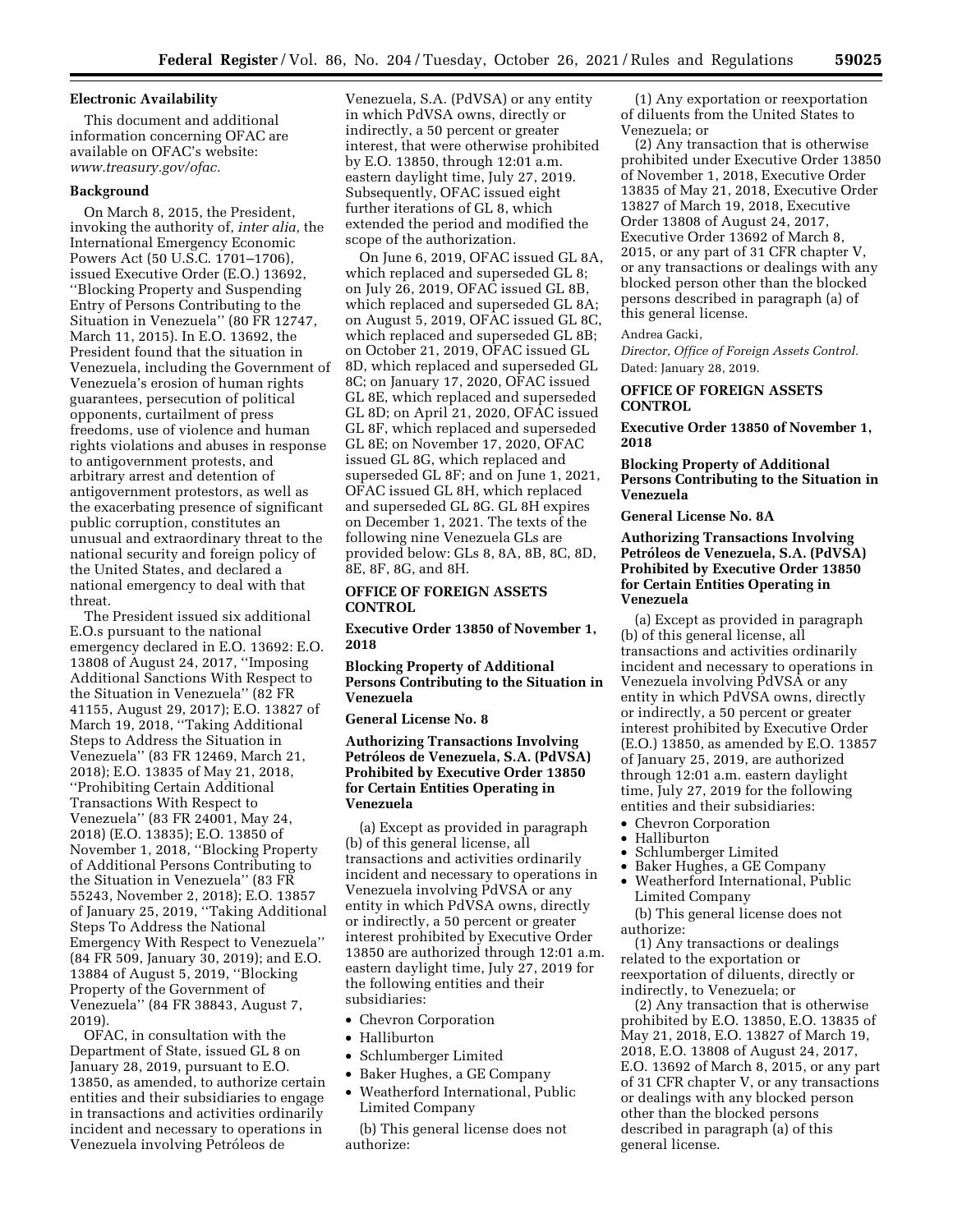### Electronic Availability

This document and additional information concerning OFAC are available on OFAC's website: *www.treasury.gov/ofac.*

### Background

On March 8, 2015, the President, invoking the authority of, *inter alia,* the International Emergency Economic Powers Act (50 U.S.C. 1701–1706), issued Executive Order (E.O.) 13692, ''Blocking Property and Suspending Entry of Persons Contributing to the Situation in Venezuela'' (80 FR 12747, March 11, 2015). In E.O. 13692, the President found that the situation in Venezuela, including the Government of Venezuela's erosion of human rights guarantees, persecution of political opponents, curtailment of press freedoms, use of violence and human rights violations and abuses in response to antigovernment protests, and arbitrary arrest and detention of antigovernment protestors, as well as the exacerbating presence of significant public corruption, constitutes an unusual and extraordinary threat to the national security and foreign policy of the United States, and declared a national emergency to deal with that threat.

The President issued six additional E.O.s pursuant to the national emergency declared in E.O. 13692: E.O. 13808 of August 24, 2017, ''Imposing Additional Sanctions With Respect to the Situation in Venezuela'' (82 FR 41155, August 29, 2017); E.O. 13827 of March 19, 2018, ''Taking Additional Steps to Address the Situation in Venezuela'' (83 FR 12469, March 21, 2018); E.O. 13835 of May 21, 2018, ''Prohibiting Certain Additional Transactions With Respect to Venezuela'' (83 FR 24001, May 24, 2018) (E.O. 13835); E.O. 13850 of November 1, 2018, ''Blocking Property of Additional Persons Contributing to the Situation in Venezuela'' (83 FR 55243, November 2, 2018); E.O. 13857 of January 25, 2019, ''Taking Additional Steps To Address the National Emergency With Respect to Venezuela'' (84 FR 509, January 30, 2019); and E.O. 13884 of August 5, 2019, ''Blocking Property of the Government of Venezuela'' (84 FR 38843, August 7, 2019).

OFAC, in consultation with the Department of State, issued GL 8 on January 28, 2019, pursuant to E.O. 13850, as amended, to authorize certain entities and their subsidiaries to engage in transactions and activities ordinarily incident and necessary to operations in Venezuela involving Petróleos de Venezuela, S.A. (PdVSA) or any entity in which PdVSA owns, directly or indirectly, a 50 percent or greater interest, that were otherwise prohibited by E.O. 13850, through 12:01 a.m. eastern daylight time, July 27, 2019. Subsequently, OFAC issued eight further iterations of GL 8, which extended the period and modified the scope of the authorization.

On June 6, 2019, OFAC issued GL 8A, which replaced and superseded GL 8; on July 26, 2019, OFAC issued GL 8B, which replaced and superseded GL 8A; on August 5, 2019, OFAC issued GL 8C, which replaced and superseded GL 8B; on October 21, 2019, OFAC issued GL 8D, which replaced and superseded GL 8C; on January 17, 2020, OFAC issued GL 8E, which replaced and superseded GL 8D; on April 21, 2020, OFAC issued GL 8F, which replaced and superseded GL 8E; on November 17, 2020, OFAC issued GL 8G, which replaced and superseded GL 8F; and on June 1, 2021, OFAC issued GL 8H, which replaced and superseded GL 8G. GL 8H expires on December 1, 2021. The texts of the following nine Venezuela GLs are provided below: GLs 8, 8A, 8B, 8C, 8D, 8E, 8F, 8G, and 8H.

**OFFICE OF FOREIGN ASSETS CONTROL**

**Executive Order 13850 of November 1, 2018**

**Blocking Property of Additional Persons Contributing to the Situation in Venezuela**

**General License No. 8**

**Authorizing Transactions Involving Petróleos de Venezuela, S.A. (PdVSA) Prohibited by Executive Order 13850 for Certain Entities Operating in Venezuela**

(a) Except as provided in paragraph (b) of this general license, all transactions and activities ordinarily incident and necessary to operations in Venezuela involving PdVSA or any entity in which PdVSA owns, directly or indirectly, a 50 percent or greater interest prohibited by Executive Order 13850 are authorized through 12:01 a.m. eastern daylight time, July 27, 2019 for the following entities and their subsidiaries:

- Chevron Corporation
- Halliburton
- Schlumberger Limited
- Baker Hughes, a GE Company
- Weatherford International, Public Limited Company

(b) This general license does not authorize:

(1) Any exportation or reexportation of diluents from the United States to Venezuela; or

(2) Any transaction that is otherwise prohibited under Executive Order 13850 of November 1, 2018, Executive Order 13835 of May 21, 2018, Executive Order 13827 of March 19, 2018, Executive Order 13808 of August 24, 2017, Executive Order 13692 of March 8, 2015, or any part of 31 CFR chapter V, or any transactions or dealings with any blocked person other than the blocked persons described in paragraph (a) of this general license.

Andrea Gacki,

*Director, Office of Foreign Assets Control.*

Dated: January 28, 2019.

**OFFICE OF FOREIGN ASSETS CONTROL**

**Executive Order 13850 of November 1, 2018**

**Blocking Property of Additional Persons Contributing to the Situation in Venezuela**

**General License No. 8A**

**Authorizing Transactions Involving Petróleos de Venezuela, S.A. (PdVSA) Prohibited by Executive Order 13850 for Certain Entities Operating in Venezuela**

(a) Except as provided in paragraph (b) of this general license, all transactions and activities ordinarily incident and necessary to operations in Venezuela involving PdVSA or any entity in which PdVSA owns, directly or indirectly, a 50 percent or greater interest prohibited by Executive Order (E.O.) 13850, as amended by E.O. 13857 of January 25, 2019, are authorized through 12:01 a.m. eastern daylight time, July 27, 2019 for the following entities and their subsidiaries:

- Chevron Corporation
- Halliburton
- Schlumberger Limited
- Baker Hughes, a GE Company
- Weatherford International, Public Limited Company

(b) This general license does not authorize:

(1) Any transactions or dealings related to the exportation or reexportation of diluents, directly or indirectly, to Venezuela; or

(2) Any transaction that is otherwise prohibited by E.O. 13850, E.O. 13835 of May 21, 2018, E.O. 13827 of March 19, 2018, E.O. 13808 of August 24, 2017, E.O. 13692 of March 8, 2015, or any part of 31 CFR chapter V, or any transactions or dealings with any blocked person other than the blocked persons described in paragraph (a) of this general license.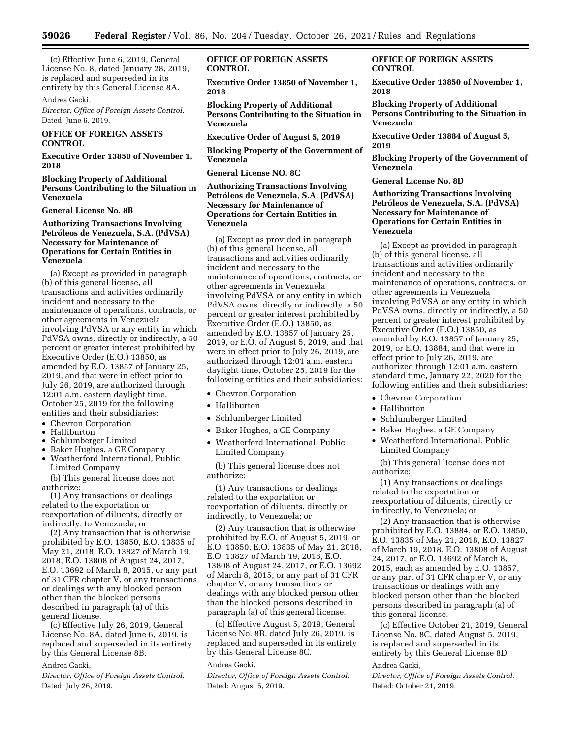(c) Effective June 6, 2019, General License No. 8, dated January 28, 2019, is replaced and superseded in its entirety by this General License 8A.

Andrea Gacki,

*Director, Office of Foreign Assets Control.*

Dated: June 6, 2019.

**OFFICE OF FOREIGN ASSETS CONTROL**

**Executive Order 13850 of November 1, 2018**

**Blocking Property of Additional Persons Contributing to the Situation in Venezuela**

**General License No. 8B**

**Authorizing Transactions Involving Petróleos de Venezuela, S.A. (PdVSA) Necessary for Maintenance of Operations for Certain Entities in Venezuela**

(a) Except as provided in paragraph (b) of this general license, all transactions and activities ordinarily incident and necessary to the maintenance of operations, contracts, or other agreements in Venezuela involving PdVSA or any entity in which PdVSA owns, directly or indirectly, a 50 percent or greater interest prohibited by Executive Order (E.O.) 13850, as amended by E.O. 13857 of January 25, 2019, and that were in effect prior to July 26, 2019, are authorized through 12:01 a.m. eastern daylight time, October 25, 2019 for the following entities and their subsidiaries:

- Chevron Corporation
- Halliburton
- Schlumberger Limited
- Baker Hughes, a GE Company
- Weatherford International, Public Limited Company

(b) This general license does not authorize:

(1) Any transactions or dealings related to the exportation or reexportation of diluents, directly or indirectly, to Venezuela; or

(2) Any transaction that is otherwise prohibited by E.O. 13850, E.O. 13835 of May 21, 2018, E.O. 13827 of March 19, 2018, E.O. 13808 of August 24, 2017, E.O. 13692 of March 8, 2015, or any part of 31 CFR chapter V, or any transactions or dealings with any blocked person other than the blocked persons described in paragraph (a) of this general license.

(c) Effective July 26, 2019, General License No. 8A, dated June 6, 2019, is replaced and superseded in its entirety by this General License 8B.

Andrea Gacki,

*Director, Office of Foreign Assets Control.*

Dated: July 26, 2019.

**OFFICE OF FOREIGN ASSETS CONTROL**

**Executive Order 13850 of November 1, 2018**

**Blocking Property of Additional Persons Contributing to the Situation in Venezuela**

**Executive Order of August 5, 2019**

**Blocking Property of the Government of Venezuela**

**General License NO. 8C**

**Authorizing Transactions Involving Petróleos de Venezuela, S.A. (PdVSA) Necessary for Maintenance of Operations for Certain Entities in Venezuela**

(a) Except as provided in paragraph (b) of this general license, all transactions and activities ordinarily incident and necessary to the maintenance of operations, contracts, or other agreements in Venezuela involving PdVSA or any entity in which PdVSA owns, directly or indirectly, a 50 percent or greater interest prohibited by Executive Order (E.O.) 13850, as amended by E.O. 13857 of January 25, 2019, or E.O. of August 5, 2019, and that were in effect prior to July 26, 2019, are authorized through 12:01 a.m. eastern daylight time, October 25, 2019 for the following entities and their subsidiaries:

- Chevron Corporation
- Halliburton
- Schlumberger Limited
- Baker Hughes, a GE Company
- Weatherford International, Public Limited Company

(b) This general license does not authorize:

(1) Any transactions or dealings related to the exportation or reexportation of diluents, directly or indirectly, to Venezuela; or

(2) Any transaction that is otherwise prohibited by E.O. of August 5, 2019, or E.O. 13850, E.O. 13835 of May 21, 2018, E.O. 13827 of March 19, 2018, E.O. 13808 of August 24, 2017, or E.O. 13692 of March 8, 2015, or any part of 31 CFR chapter V, or any transactions or dealings with any blocked person other than the blocked persons described in paragraph (a) of this general license.

(c) Effective August 5, 2019, General License No. 8B, dated July 26, 2019, is replaced and superseded in its entirety by this General License 8C.

Andrea Gacki,

*Director, Office of Foreign Assets Control.*

Dated: August 5, 2019.

**OFFICE OF FOREIGN ASSETS CONTROL**

**Executive Order 13850 of November 1, 2018**

**Blocking Property of Additional Persons Contributing to the Situation in Venezuela**

**Executive Order 13884 of August 5, 2019**

**Blocking Property of the Government of Venezuela**

**General License No. 8D**

**Authorizing Transactions Involving Petróleos de Venezuela, S.A. (PdVSA) Necessary for Maintenance of Operations for Certain Entities in Venezuela**

(a) Except as provided in paragraph (b) of this general license, all transactions and activities ordinarily incident and necessary to the maintenance of operations, contracts, or other agreements in Venezuela involving PdVSA or any entity in which PdVSA owns, directly or indirectly, a 50 percent or greater interest prohibited by Executive Order (E.O.) 13850, as amended by E.O. 13857 of January 25, 2019, or E.O. 13884, and that were in effect prior to July 26, 2019, are authorized through 12:01 a.m. eastern standard time, January 22, 2020 for the following entities and their subsidiaries:

- Chevron Corporation
- Halliburton
- Schlumberger Limited
- Baker Hughes, a GE Company
- Weatherford International, Public Limited Company

(b) This general license does not authorize:

(1) Any transactions or dealings related to the exportation or reexportation of diluents, directly or indirectly, to Venezuela; or

(2) Any transaction that is otherwise prohibited by E.O. 13884, or E.O. 13850, E.O. 13835 of May 21, 2018, E.O. 13827 of March 19, 2018, E.O. 13808 of August 24, 2017, or E.O. 13692 of March 8, 2015, each as amended by E.O. 13857, or any part of 31 CFR chapter V, or any transactions or dealings with any blocked person other than the blocked persons described in paragraph (a) of this general license.

(c) Effective October 21, 2019, General License No. 8C, dated August 5, 2019, is replaced and superseded in its entirety by this General License 8D.

Andrea Gacki,

*Director, Office of Foreign Assets Control.*

Dated: October 21, 2019.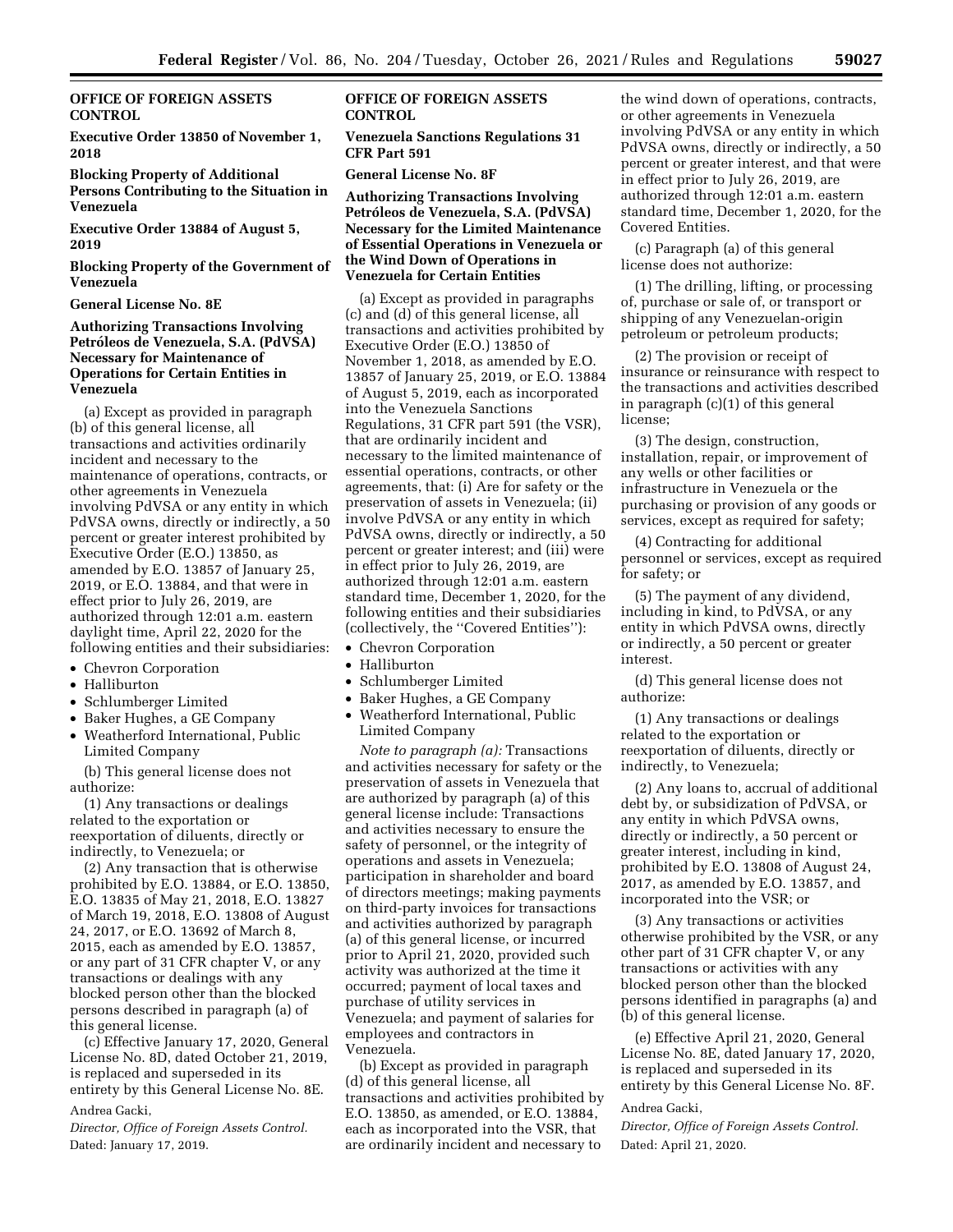**OFFICE OF FOREIGN ASSETS CONTROL**

**Executive Order 13850 of November 1, 2018**

**Blocking Property of Additional Persons Contributing to the Situation in Venezuela**

**Executive Order 13884 of August 5, 2019**

**Blocking Property of the Government of Venezuela**

**General License No. 8E**

**Authorizing Transactions Involving Petróleos de Venezuela, S.A. (PdVSA) Necessary for Maintenance of Operations for Certain Entities in Venezuela**

(a) Except as provided in paragraph (b) of this general license, all transactions and activities ordinarily incident and necessary to the maintenance of operations, contracts, or other agreements in Venezuela involving PdVSA or any entity in which PdVSA owns, directly or indirectly, a 50 percent or greater interest prohibited by Executive Order (E.O.) 13850, as amended by E.O. 13857 of January 25, 2019, or E.O. 13884, and that were in effect prior to July 26, 2019, are authorized through 12:01 a.m. eastern daylight time, April 22, 2020 for the following entities and their subsidiaries:

- Chevron Corporation
- Halliburton
- Schlumberger Limited
- Baker Hughes, a GE Company
- Weatherford International, Public Limited Company

(b) This general license does not authorize:

(1) Any transactions or dealings related to the exportation or reexportation of diluents, directly or indirectly, to Venezuela; or

(2) Any transaction that is otherwise prohibited by E.O. 13884, or E.O. 13850, E.O. 13835 of May 21, 2018, E.O. 13827 of March 19, 2018, E.O. 13808 of August 24, 2017, or E.O. 13692 of March 8, 2015, each as amended by E.O. 13857, or any part of 31 CFR chapter V, or any transactions or dealings with any blocked person other than the blocked persons described in paragraph (a) of this general license.

(c) Effective January 17, 2020, General License No. 8D, dated October 21, 2019, is replaced and superseded in its entirety by this General License No. 8E.

Andrea Gacki,

*Director, Office of Foreign Assets Control.*

Dated: January 17, 2019.

**OFFICE OF FOREIGN ASSETS CONTROL**

**Venezuela Sanctions Regulations 31 CFR Part 591**

**General License No. 8F**

**Authorizing Transactions Involving Petróleos de Venezuela, S.A. (PdVSA) Necessary for the Limited Maintenance of Essential Operations in Venezuela or the Wind Down of Operations in Venezuela for Certain Entities**

(a) Except as provided in paragraphs (c) and (d) of this general license, all transactions and activities prohibited by Executive Order (E.O.) 13850 of November 1, 2018, as amended by E.O. 13857 of January 25, 2019, or E.O. 13884 of August 5, 2019, each as incorporated into the Venezuela Sanctions Regulations, 31 CFR part 591 (the VSR), that are ordinarily incident and necessary to the limited maintenance of essential operations, contracts, or other agreements, that: (i) Are for safety or the preservation of assets in Venezuela; (ii) involve PdVSA or any entity in which PdVSA owns, directly or indirectly, a 50 percent or greater interest; and (iii) were in effect prior to July 26, 2019, are authorized through 12:01 a.m. eastern standard time, December 1, 2020, for the following entities and their subsidiaries (collectively, the ''Covered Entities''):

- Chevron Corporation
- Halliburton
- Schlumberger Limited
- Baker Hughes, a GE Company
- Weatherford International, Public Limited Company

*Note to paragraph (a):* Transactions and activities necessary for safety or the preservation of assets in Venezuela that are authorized by paragraph (a) of this general license include: Transactions and activities necessary to ensure the safety of personnel, or the integrity of operations and assets in Venezuela; participation in shareholder and board of directors meetings; making payments on third-party invoices for transactions and activities authorized by paragraph (a) of this general license, or incurred prior to April 21, 2020, provided such activity was authorized at the time it occurred; payment of local taxes and purchase of utility services in Venezuela; and payment of salaries for employees and contractors in Venezuela.

(b) Except as provided in paragraph (d) of this general license, all transactions and activities prohibited by E.O. 13850, as amended, or E.O. 13884, each as incorporated into the VSR, that are ordinarily incident and necessary to the wind down of operations, contracts, or other agreements in Venezuela involving PdVSA or any entity in which PdVSA owns, directly or indirectly, a 50 percent or greater interest, and that were in effect prior to July 26, 2019, are authorized through 12:01 a.m. eastern standard time, December 1, 2020, for the Covered Entities.

(c) Paragraph (a) of this general license does not authorize:

(1) The drilling, lifting, or processing of, purchase or sale of, or transport or shipping of any Venezuelan-origin petroleum or petroleum products;

(2) The provision or receipt of insurance or reinsurance with respect to the transactions and activities described in paragraph (c)(1) of this general license;

(3) The design, construction, installation, repair, or improvement of any wells or other facilities or infrastructure in Venezuela or the purchasing or provision of any goods or services, except as required for safety;

(4) Contracting for additional personnel or services, except as required for safety; or

(5) The payment of any dividend, including in kind, to PdVSA, or any entity in which PdVSA owns, directly or indirectly, a 50 percent or greater interest.

(d) This general license does not authorize:

(1) Any transactions or dealings related to the exportation or reexportation of diluents, directly or indirectly, to Venezuela;

(2) Any loans to, accrual of additional debt by, or subsidization of PdVSA, or any entity in which PdVSA owns, directly or indirectly, a 50 percent or greater interest, including in kind, prohibited by E.O. 13808 of August 24, 2017, as amended by E.O. 13857, and incorporated into the VSR; or

(3) Any transactions or activities otherwise prohibited by the VSR, or any other part of 31 CFR chapter V, or any transactions or activities with any blocked person other than the blocked persons identified in paragraphs (a) and (b) of this general license.

(e) Effective April 21, 2020, General License No. 8E, dated January 17, 2020, is replaced and superseded in its entirety by this General License No. 8F.

Andrea Gacki,

*Director, Office of Foreign Assets Control.*

Dated: April 21, 2020.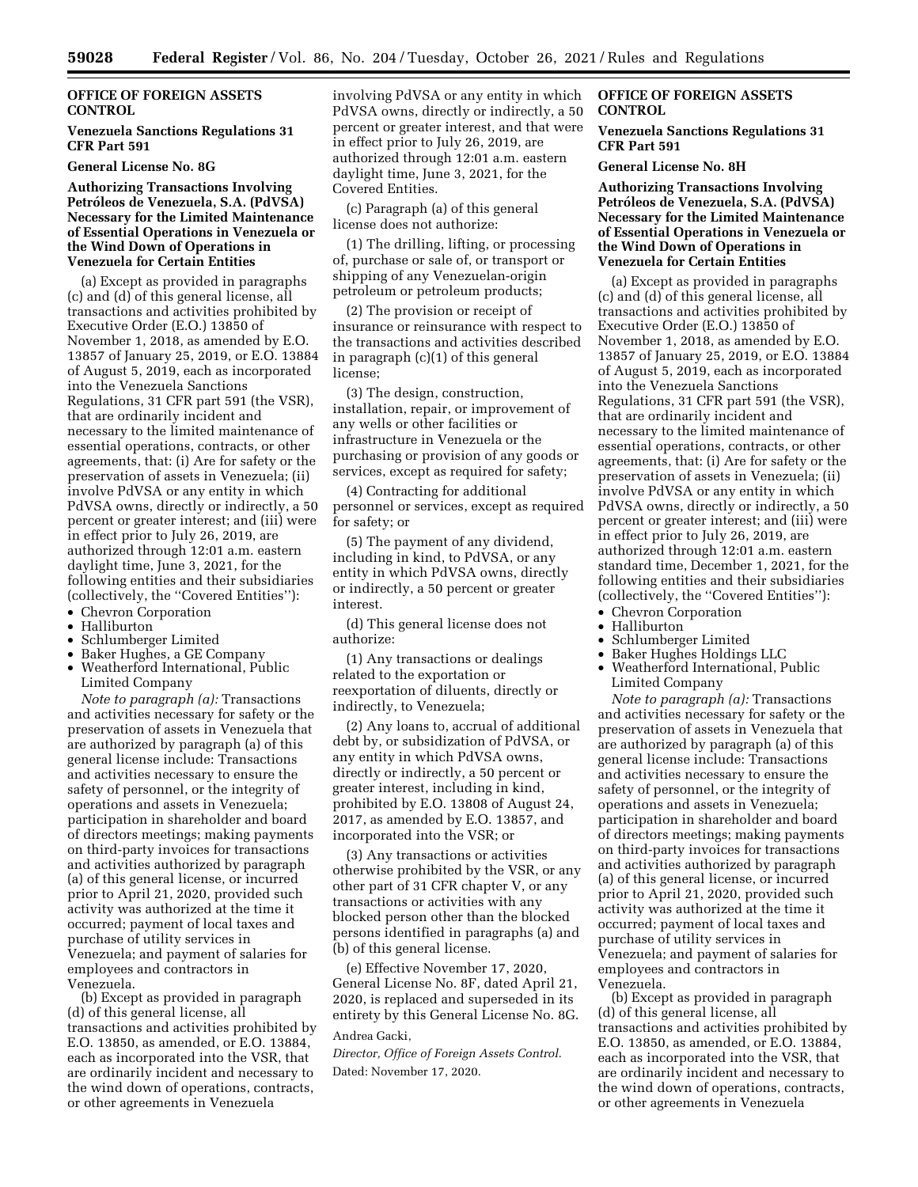## OFFICE OF FOREIGN ASSETS CONTROL

### Venezuela Sanctions Regulations 31 CFR Part 591

### General License No. 8G

### Authorizing Transactions Involving Petróleos de Venezuela, S.A. (PdVSA) Necessary for the Limited Maintenance of Essential Operations in Venezuela or the Wind Down of Operations in Venezuela for Certain Entities

(a) Except as provided in paragraphs (c) and (d) of this general license, all transactions and activities prohibited by Executive Order (E.O.) 13850 of November 1, 2018, as amended by E.O. 13857 of January 25, 2019, or E.O. 13884 of August 5, 2019, each as incorporated into the Venezuela Sanctions Regulations, 31 CFR part 591 (the VSR), that are ordinarily incident and necessary to the limited maintenance of essential operations, contracts, or other agreements, that: (i) Are for safety or the preservation of assets in Venezuela; (ii) involve PdVSA or any entity in which PdVSA owns, directly or indirectly, a 50 percent or greater interest; and (iii) were in effect prior to July 26, 2019, are authorized through 12:01 a.m. eastern daylight time, June 3, 2021, for the following entities and their subsidiaries (collectively, the ''Covered Entities''):

- Chevron Corporation
- Halliburton
- Schlumberger Limited
- Baker Hughes, a GE Company
- Weatherford International, Public Limited Company

*Note to paragraph (a):* Transactions and activities necessary for safety or the preservation of assets in Venezuela that are authorized by paragraph (a) of this general license include: Transactions and activities necessary to ensure the safety of personnel, or the integrity of operations and assets in Venezuela; participation in shareholder and board of directors meetings; making payments on third-party invoices for transactions and activities authorized by paragraph (a) of this general license, or incurred prior to April 21, 2020, provided such activity was authorized at the time it occurred; payment of local taxes and purchase of utility services in Venezuela; and payment of salaries for employees and contractors in Venezuela.

(b) Except as provided in paragraph (d) of this general license, all transactions and activities prohibited by E.O. 13850, as amended, or E.O. 13884, each as incorporated into the VSR, that are ordinarily incident and necessary to the wind down of operations, contracts, or other agreements in Venezuela involving PdVSA or any entity in which PdVSA owns, directly or indirectly, a 50 percent or greater interest, and that were in effect prior to July 26, 2019, are authorized through 12:01 a.m. eastern daylight time, June 3, 2021, for the Covered Entities.

(c) Paragraph (a) of this general license does not authorize:

(1) The drilling, lifting, or processing of, purchase or sale of, or transport or shipping of any Venezuelan-origin petroleum or petroleum products;

(2) The provision or receipt of insurance or reinsurance with respect to the transactions and activities described in paragraph (c)(1) of this general license;

(3) The design, construction, installation, repair, or improvement of any wells or other facilities or infrastructure in Venezuela or the purchasing or provision of any goods or services, except as required for safety;

(4) Contracting for additional personnel or services, except as required for safety; or

(5) The payment of any dividend, including in kind, to PdVSA, or any entity in which PdVSA owns, directly or indirectly, a 50 percent or greater interest.

(d) This general license does not authorize:

(1) Any transactions or dealings related to the exportation or reexportation of diluents, directly or indirectly, to Venezuela;

(2) Any loans to, accrual of additional debt by, or subsidization of PdVSA, or any entity in which PdVSA owns, directly or indirectly, a 50 percent or greater interest, including in kind, prohibited by E.O. 13808 of August 24, 2017, as amended by E.O. 13857, and incorporated into the VSR; or

(3) Any transactions or activities otherwise prohibited by the VSR, or any other part of 31 CFR chapter V, or any transactions or activities with any blocked person other than the blocked persons identified in paragraphs (a) and (b) of this general license.

(e) Effective November 17, 2020, General License No. 8F, dated April 21, 2020, is replaced and superseded in its entirety by this General License No. 8G.

Andrea Gacki,

*Director, Office of Foreign Assets Control.*

Dated: November 17, 2020.

## OFFICE OF FOREIGN ASSETS CONTROL

### Venezuela Sanctions Regulations 31 CFR Part 591

### General License No. 8H

### Authorizing Transactions Involving Petróleos de Venezuela, S.A. (PdVSA) Necessary for the Limited Maintenance of Essential Operations in Venezuela or the Wind Down of Operations in Venezuela for Certain Entities

(a) Except as provided in paragraphs (c) and (d) of this general license, all transactions and activities prohibited by Executive Order (E.O.) 13850 of November 1, 2018, as amended by E.O. 13857 of January 25, 2019, or E.O. 13884 of August 5, 2019, each as incorporated into the Venezuela Sanctions Regulations, 31 CFR part 591 (the VSR), that are ordinarily incident and necessary to the limited maintenance of essential operations, contracts, or other agreements, that: (i) Are for safety or the preservation of assets in Venezuela; (ii) involve PdVSA or any entity in which PdVSA owns, directly or indirectly, a 50 percent or greater interest; and (iii) were in effect prior to July 26, 2019, are authorized through 12:01 a.m. eastern standard time, December 1, 2021, for the following entities and their subsidiaries (collectively, the ''Covered Entities''):

- Chevron Corporation
- Halliburton
- Schlumberger Limited
- Baker Hughes Holdings LLC
- Weatherford International, Public Limited Company

*Note to paragraph (a):* Transactions and activities necessary for safety or the preservation of assets in Venezuela that are authorized by paragraph (a) of this general license include: Transactions and activities necessary to ensure the safety of personnel, or the integrity of operations and assets in Venezuela; participation in shareholder and board of directors meetings; making payments on third-party invoices for transactions and activities authorized by paragraph (a) of this general license, or incurred prior to April 21, 2020, provided such activity was authorized at the time it occurred; payment of local taxes and purchase of utility services in Venezuela; and payment of salaries for employees and contractors in Venezuela.

(b) Except as provided in paragraph (d) of this general license, all transactions and activities prohibited by E.O. 13850, as amended, or E.O. 13884, each as incorporated into the VSR, that are ordinarily incident and necessary to the wind down of operations, contracts, or other agreements in Venezuela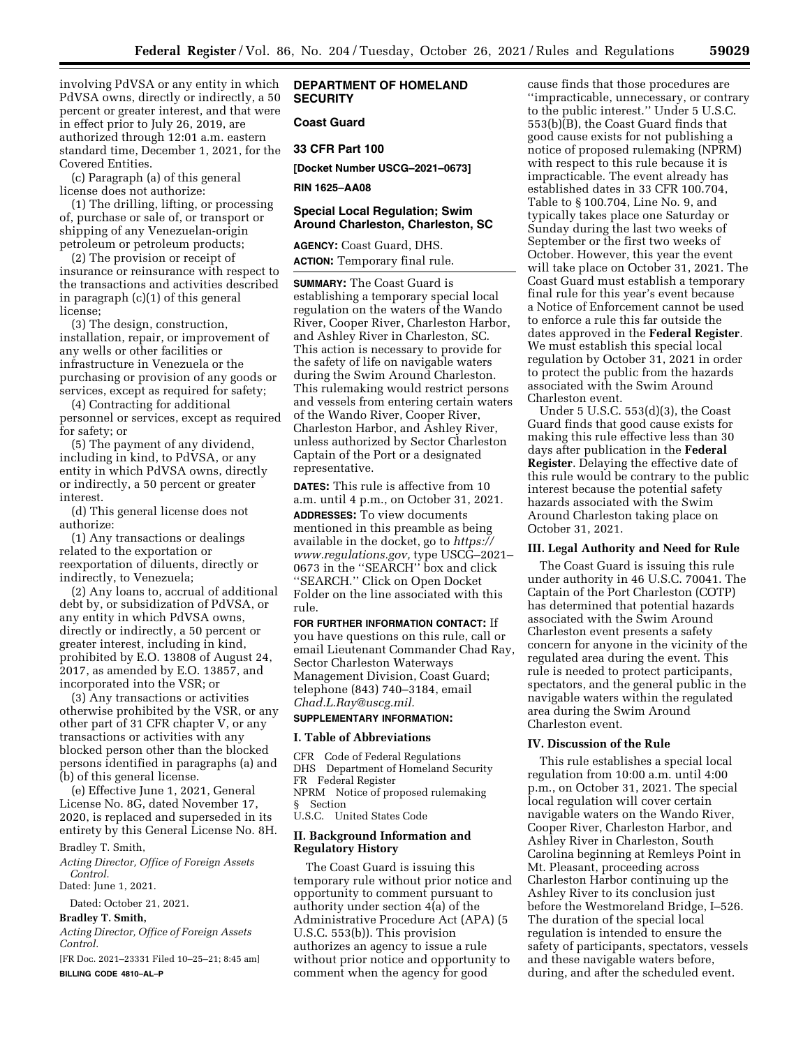involving PdVSA or any entity in which PdVSA owns, directly or indirectly, a 50 percent or greater interest, and that were in effect prior to July 26, 2019, are authorized through 12:01 a.m. eastern standard time, December 1, 2021, for the Covered Entities.

(c) Paragraph (a) of this general license does not authorize:

(1) The drilling, lifting, or processing of, purchase or sale of, or transport or shipping of any Venezuelan-origin petroleum or petroleum products;

(2) The provision or receipt of insurance or reinsurance with respect to the transactions and activities described in paragraph (c)(1) of this general license;

(3) The design, construction, installation, repair, or improvement of any wells or other facilities or infrastructure in Venezuela or the purchasing or provision of any goods or services, except as required for safety;

(4) Contracting for additional personnel or services, except as required for safety; or

(5) The payment of any dividend, including in kind, to PdVSA, or any entity in which PdVSA owns, directly or indirectly, a 50 percent or greater interest.

(d) This general license does not authorize:

(1) Any transactions or dealings related to the exportation or reexportation of diluents, directly or indirectly, to Venezuela;

(2) Any loans to, accrual of additional debt by, or subsidization of PdVSA, or any entity in which PdVSA owns, directly or indirectly, a 50 percent or greater interest, including in kind, prohibited by E.O. 13808 of August 24, 2017, as amended by E.O. 13857, and incorporated into the VSR; or

(3) Any transactions or activities otherwise prohibited by the VSR, or any other part of 31 CFR chapter V, or any transactions or activities with any blocked person other than the blocked persons identified in paragraphs (a) and (b) of this general license.

(e) Effective June 1, 2021, General License No. 8G, dated November 17, 2020, is replaced and superseded in its entirety by this General License No. 8H.

Bradley T. Smith,

*Acting Director, Office of Foreign Assets Control.*

Dated: June 1, 2021.

Dated: October 21, 2021.

**Bradley T. Smith,**

*Acting Director, Office of Foreign Assets Control.*

[FR Doc. 2021–23331 Filed 10–25–21; 8:45 am]

**BILLING CODE 4810–AL–P**

---

# DEPARTMENT OF HOMELAND SECURITY

## Coast Guard

## 33 CFR Part 100

**[Docket Number USCG–2021–0673]**

**RIN 1625–AA08**

## Special Local Regulation; Swim Around Charleston, Charleston, SC

**AGENCY:** Coast Guard, DHS.

**ACTION:** Temporary final rule.

---

**SUMMARY:** The Coast Guard is establishing a temporary special local regulation on the waters of the Wando River, Cooper River, Charleston Harbor, and Ashley River in Charleston, SC. This action is necessary to provide for the safety of life on navigable waters during the Swim Around Charleston. This rulemaking would restrict persons and vessels from entering certain waters of the Wando River, Cooper River, Charleston Harbor, and Ashley River, unless authorized by Sector Charleston Captain of the Port or a designated representative.

**DATES:** This rule is affective from 10 a.m. until 4 p.m., on October 31, 2021.

**ADDRESSES:** To view documents mentioned in this preamble as being available in the docket, go to *https://www.regulations.gov,* type USCG–2021–0673 in the ''SEARCH'' box and click ''SEARCH.'' Click on Open Docket Folder on the line associated with this rule.

**FOR FURTHER INFORMATION CONTACT:** If you have questions on this rule, call or email Lieutenant Commander Chad Ray, Sector Charleston Waterways Management Division, Coast Guard; telephone (843) 740–3184, email *Chad.L.Ray@uscg.mil.*

**SUPPLEMENTARY INFORMATION:**

### I. Table of Abbreviations

CFR Code of Federal Regulations
DHS Department of Homeland Security
FR Federal Register
NPRM Notice of proposed rulemaking
§ Section
U.S.C. United States Code

### II. Background Information and Regulatory History

The Coast Guard is issuing this temporary rule without prior notice and opportunity to comment pursuant to authority under section 4(a) of the Administrative Procedure Act (APA) (5 U.S.C. 553(b)). This provision authorizes an agency to issue a rule without prior notice and opportunity to comment when the agency for good cause finds that those procedures are ''impracticable, unnecessary, or contrary to the public interest.'' Under 5 U.S.C. 553(b)(B), the Coast Guard finds that good cause exists for not publishing a notice of proposed rulemaking (NPRM) with respect to this rule because it is impracticable. The event already has established dates in 33 CFR 100.704, Table to § 100.704, Line No. 9, and typically takes place one Saturday or Sunday during the last two weeks of September or the first two weeks of October. However, this year the event will take place on October 31, 2021. The Coast Guard must establish a temporary final rule for this year's event because a Notice of Enforcement cannot be used to enforce a rule this far outside the dates approved in the **Federal Register**. We must establish this special local regulation by October 31, 2021 in order to protect the public from the hazards associated with the Swim Around Charleston event.

Under 5 U.S.C. 553(d)(3), the Coast Guard finds that good cause exists for making this rule effective less than 30 days after publication in the **Federal Register**. Delaying the effective date of this rule would be contrary to the public interest because the potential safety hazards associated with the Swim Around Charleston taking place on October 31, 2021.

### III. Legal Authority and Need for Rule

The Coast Guard is issuing this rule under authority in 46 U.S.C. 70041. The Captain of the Port Charleston (COTP) has determined that potential hazards associated with the Swim Around Charleston event presents a safety concern for anyone in the vicinity of the regulated area during the event. This rule is needed to protect participants, spectators, and the general public in the navigable waters within the regulated area during the Swim Around Charleston event.

### IV. Discussion of the Rule

This rule establishes a special local regulation from 10:00 a.m. until 4:00 p.m., on October 31, 2021. The special local regulation will cover certain navigable waters on the Wando River, Cooper River, Charleston Harbor, and Ashley River in Charleston, South Carolina beginning at Remleys Point in Mt. Pleasant, proceeding across Charleston Harbor continuing up the Ashley River to its conclusion just before the Westmoreland Bridge, I–526. The duration of the special local regulation is intended to ensure the safety of participants, spectators, vessels and these navigable waters before, during, and after the scheduled event.